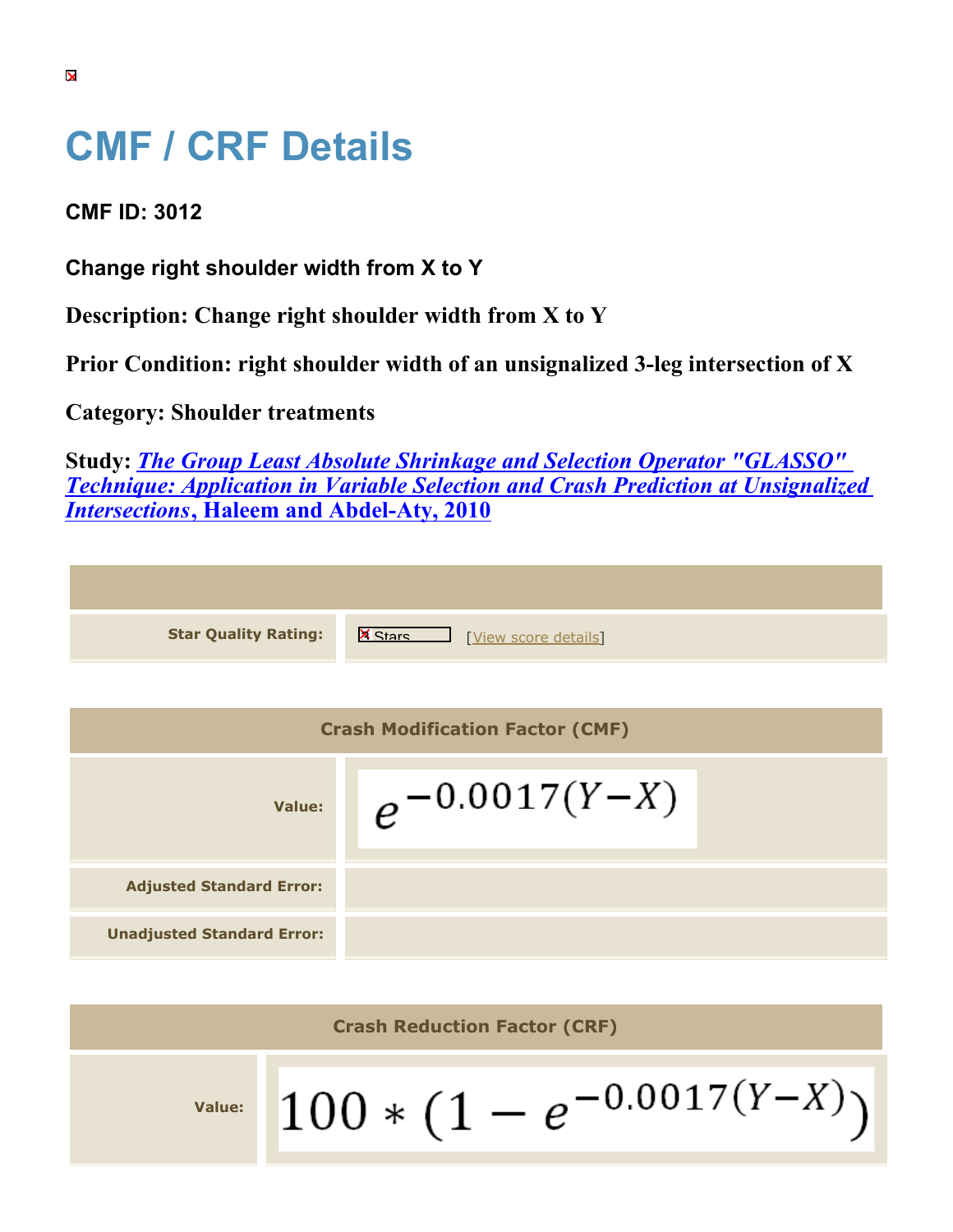# CMF / CRF Details

**CMF ID: 3012**

**Change right shoulder width from X to Y**

**Description: Change right shoulder width from X to Y**

**Prior Condition: right shoulder width of an unsignalized 3-leg intersection of X**

**Category: Shoulder treatments**

**Study:** ***The Group Least Absolute Shrinkage and Selection Operator "GLASSO" Technique: Application in Variable Selection and Crash Prediction at Unsignalized Intersections*, Haleem and Abdel-Aty, 2010**

| | |
|---|---|
| **Star Quality Rating:** | Stars [View score details] |

| Crash Modification Factor (CMF) | |
|---|---|
| **Value:** | $e^{-0.0017(Y-X)}$ |
| **Adjusted Standard Error:** | |
| **Unadjusted Standard Error:** | |

| Crash Reduction Factor (CRF) | |
|---|---|
| **Value:** | $100 * (1 - e^{-0.0017(Y-X)})$ |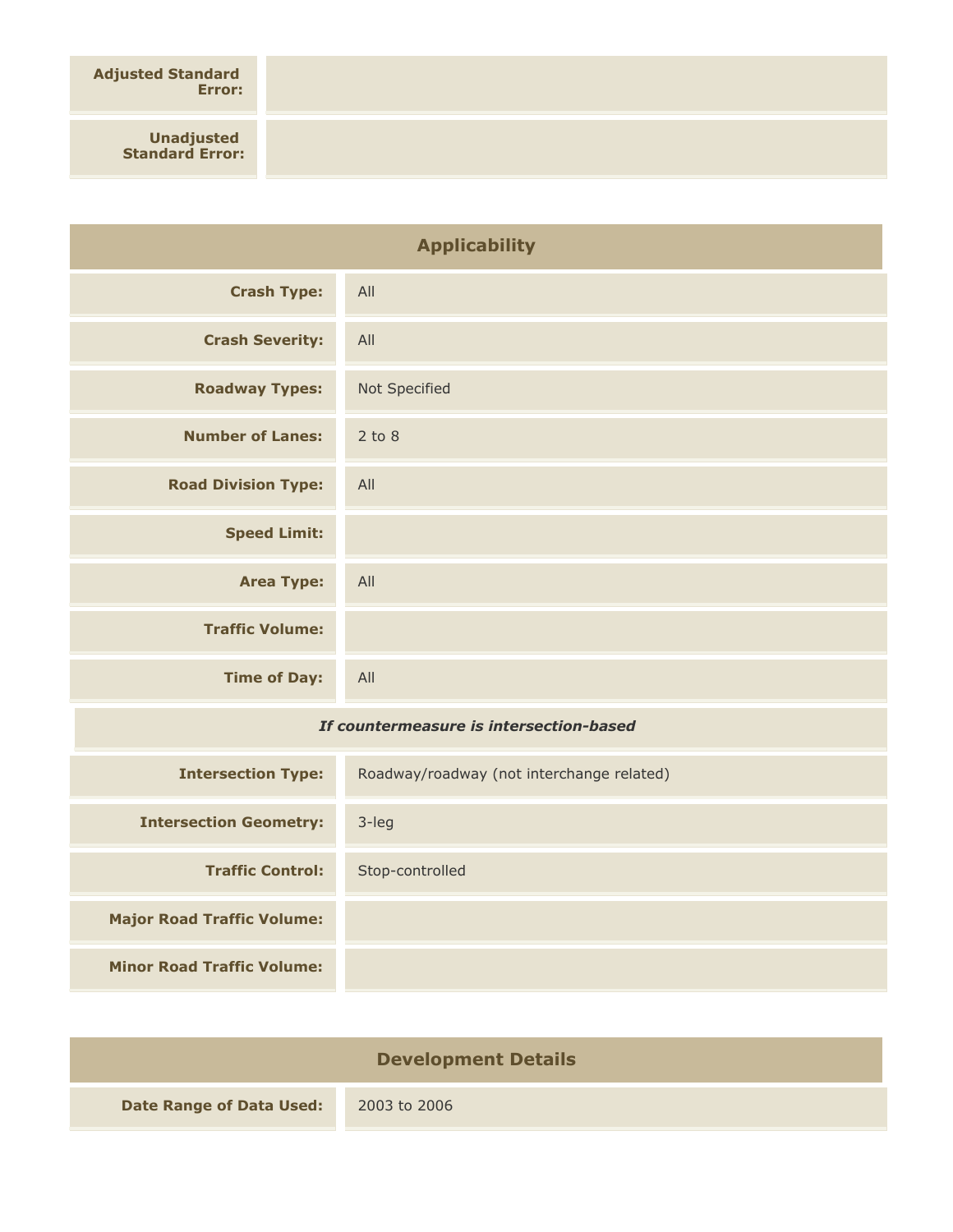| | |
|---|---|
| **Adjusted Standard Error:** | |
| **Unadjusted Standard Error:** | |

## Applicability

| | |
|---|---|
| **Crash Type:** | All |
| **Crash Severity:** | All |
| **Roadway Types:** | Not Specified |
| **Number of Lanes:** | 2 to 8 |
| **Road Division Type:** | All |
| **Speed Limit:** | |
| **Area Type:** | All |
| **Traffic Volume:** | |
| **Time of Day:** | All |

***If countermeasure is intersection-based***

| | |
|---|---|
| **Intersection Type:** | Roadway/roadway (not interchange related) |
| **Intersection Geometry:** | 3-leg |
| **Traffic Control:** | Stop-controlled |
| **Major Road Traffic Volume:** | |
| **Minor Road Traffic Volume:** | |

## Development Details

| | |
|---|---|
| **Date Range of Data Used:** | 2003 to 2006 |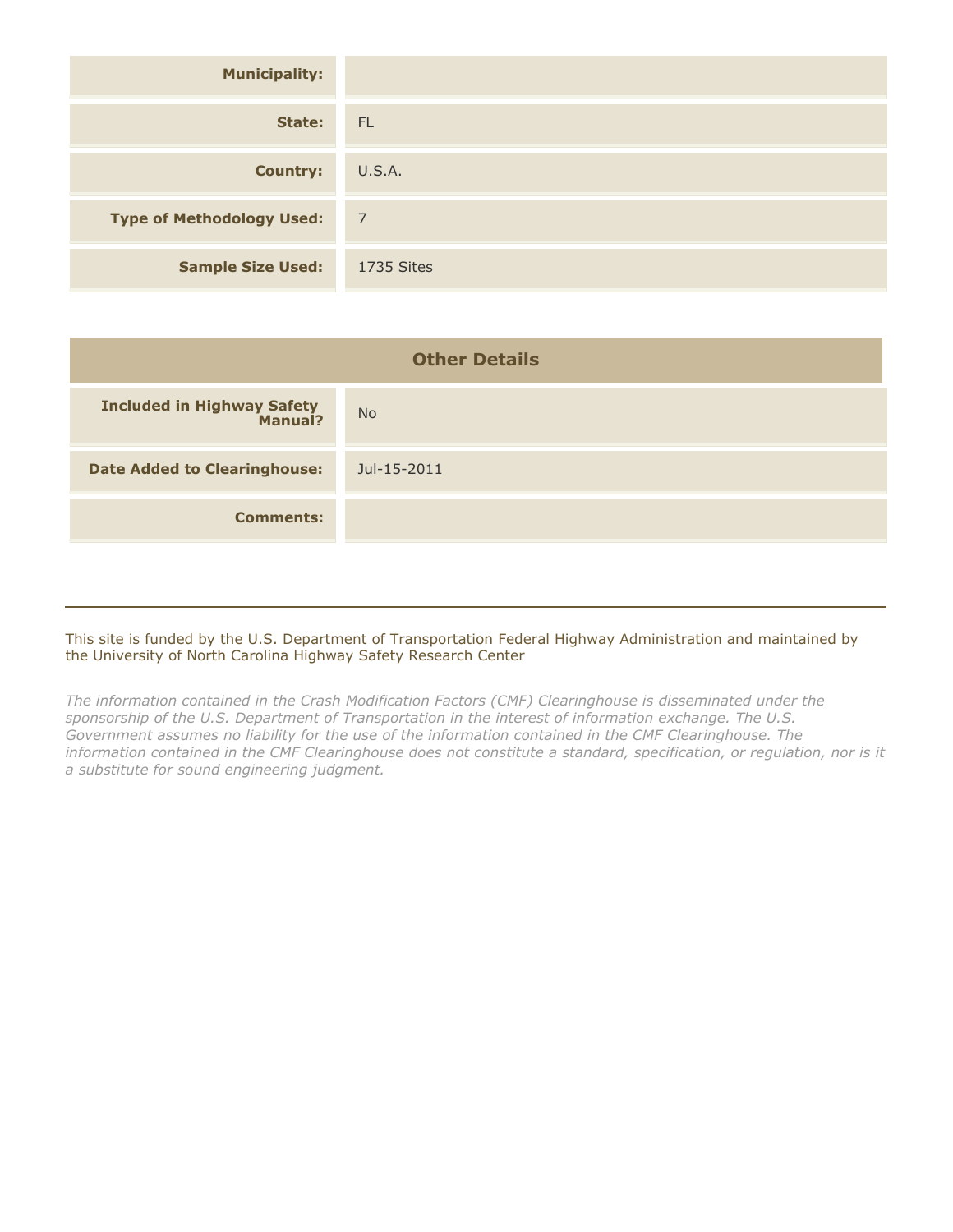| | |
|---|---|
| **Municipality:** | |
| **State:** | FL |
| **Country:** | U.S.A. |
| **Type of Methodology Used:** | 7 |
| **Sample Size Used:** | 1735 Sites |

## Other Details

| | |
|---|---|
| **Included in Highway Safety Manual?** | No |
| **Date Added to Clearinghouse:** | Jul-15-2011 |
| **Comments:** | |

---

This site is funded by the U.S. Department of Transportation Federal Highway Administration and maintained by the University of North Carolina Highway Safety Research Center

*The information contained in the Crash Modification Factors (CMF) Clearinghouse is disseminated under the sponsorship of the U.S. Department of Transportation in the interest of information exchange. The U.S. Government assumes no liability for the use of the information contained in the CMF Clearinghouse. The information contained in the CMF Clearinghouse does not constitute a standard, specification, or regulation, nor is it a substitute for sound engineering judgment.*